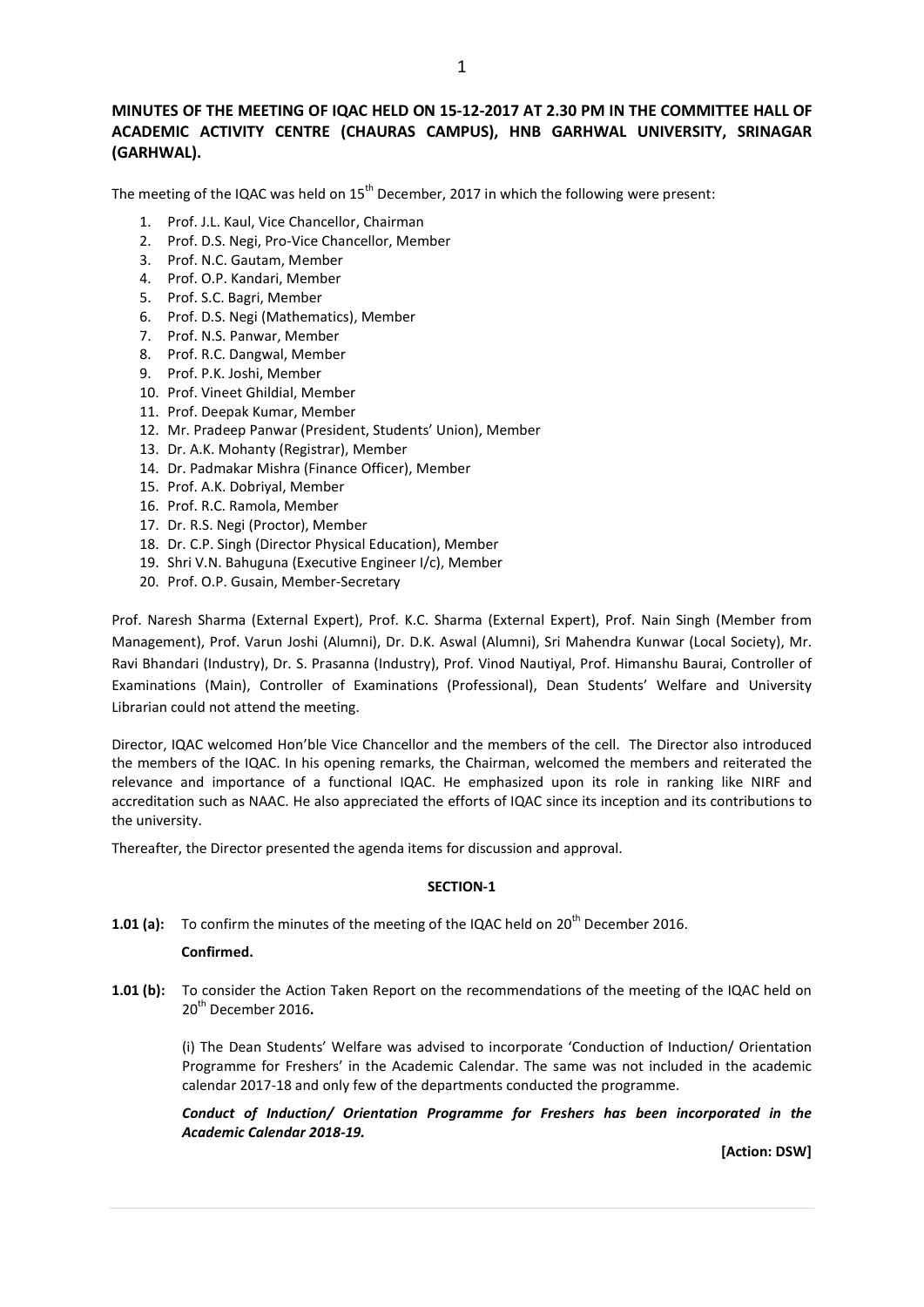**MINUTES OF THE MEETING OF IQAC HELD ON 15-12-2017 AT 2.30 PM IN THE COMMITTEE HALL OF ACADEMIC ACTIVITY CENTRE (CHAURAS CAMPUS), HNB GARHWAL UNIVERSITY, SRINAGAR (GARHWAL).**

The meeting of the IQAC was held on 15th December, 2017 in which the following were present:

1. Prof. J.L. Kaul, Vice Chancellor, Chairman
2. Prof. D.S. Negi, Pro-Vice Chancellor, Member
3. Prof. N.C. Gautam, Member
4. Prof. O.P. Kandari, Member
5. Prof. S.C. Bagri, Member
6. Prof. D.S. Negi (Mathematics), Member
7. Prof. N.S. Panwar, Member
8. Prof. R.C. Dangwal, Member
9. Prof. P.K. Joshi, Member
10. Prof. Vineet Ghildial, Member
11. Prof. Deepak Kumar, Member
12. Mr. Pradeep Panwar (President, Students' Union), Member
13. Dr. A.K. Mohanty (Registrar), Member
14. Dr. Padmakar Mishra (Finance Officer), Member
15. Prof. A.K. Dobriyal, Member
16. Prof. R.C. Ramola, Member
17. Dr. R.S. Negi (Proctor), Member
18. Dr. C.P. Singh (Director Physical Education), Member
19. Shri V.N. Bahuguna (Executive Engineer I/c), Member
20. Prof. O.P. Gusain, Member-Secretary

Prof. Naresh Sharma (External Expert), Prof. K.C. Sharma (External Expert), Prof. Nain Singh (Member from Management), Prof. Varun Joshi (Alumni), Dr. D.K. Aswal (Alumni), Sri Mahendra Kunwar (Local Society), Mr. Ravi Bhandari (Industry), Dr. S. Prasanna (Industry), Prof. Vinod Nautiyal, Prof. Himanshu Baurai, Controller of Examinations (Main), Controller of Examinations (Professional), Dean Students' Welfare and University Librarian could not attend the meeting.

Director, IQAC welcomed Hon'ble Vice Chancellor and the members of the cell. The Director also introduced the members of the IQAC. In his opening remarks, the Chairman, welcomed the members and reiterated the relevance and importance of a functional IQAC. He emphasized upon its role in ranking like NIRF and accreditation such as NAAC. He also appreciated the efforts of IQAC since its inception and its contributions to the university.

Thereafter, the Director presented the agenda items for discussion and approval.

**SECTION-1**

**1.01 (a):** To confirm the minutes of the meeting of the IQAC held on 20th December 2016.

**Confirmed.**

**1.01 (b):** To consider the Action Taken Report on the recommendations of the meeting of the IQAC held on 20th December 2016**.**

(i) The Dean Students' Welfare was advised to incorporate 'Conduction of Induction/ Orientation Programme for Freshers' in the Academic Calendar. The same was not included in the academic calendar 2017-18 and only few of the departments conducted the programme.

***Conduct of Induction/ Orientation Programme for Freshers has been incorporated in the Academic Calendar 2018-19.***

**[Action: DSW]**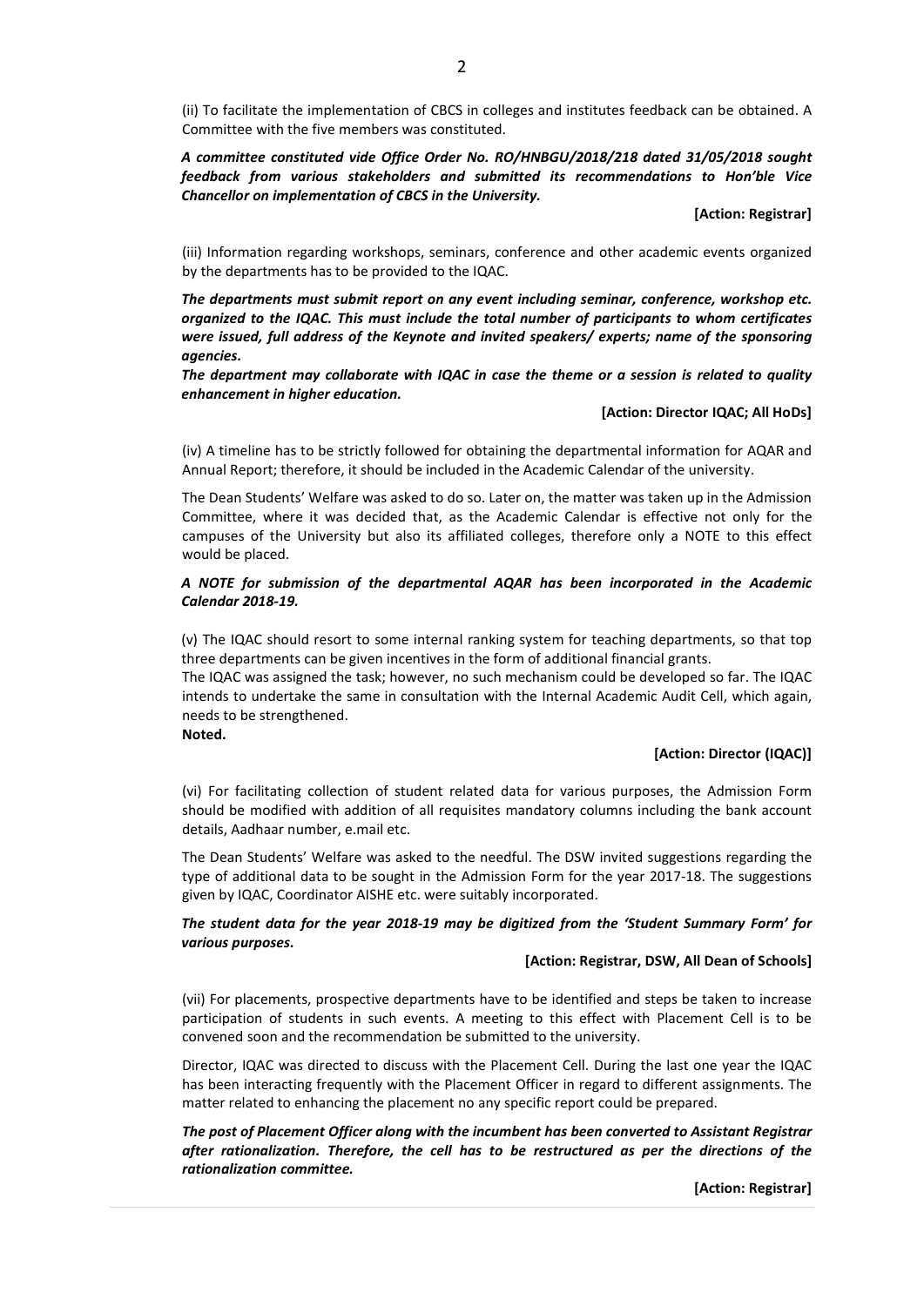(ii) To facilitate the implementation of CBCS in colleges and institutes feedback can be obtained. A Committee with the five members was constituted.

***A committee constituted vide Office Order No. RO/HNBGU/2018/218 dated 31/05/2018 sought feedback from various stakeholders and submitted its recommendations to Hon'ble Vice Chancellor on implementation of CBCS in the University.***

**[Action: Registrar]**

(iii) Information regarding workshops, seminars, conference and other academic events organized by the departments has to be provided to the IQAC.

***The departments must submit report on any event including seminar, conference, workshop etc. organized to the IQAC. This must include the total number of participants to whom certificates were issued, full address of the Keynote and invited speakers/ experts; name of the sponsoring agencies.***

***The department may collaborate with IQAC in case the theme or a session is related to quality enhancement in higher education.***

**[Action: Director IQAC; All HoDs]**

(iv) A timeline has to be strictly followed for obtaining the departmental information for AQAR and Annual Report; therefore, it should be included in the Academic Calendar of the university.

The Dean Students' Welfare was asked to do so. Later on, the matter was taken up in the Admission Committee, where it was decided that, as the Academic Calendar is effective not only for the campuses of the University but also its affiliated colleges, therefore only a NOTE to this effect would be placed.

***A NOTE for submission of the departmental AQAR has been incorporated in the Academic Calendar 2018-19.***

(v) The IQAC should resort to some internal ranking system for teaching departments, so that top three departments can be given incentives in the form of additional financial grants.

The IQAC was assigned the task; however, no such mechanism could be developed so far. The IQAC intends to undertake the same in consultation with the Internal Academic Audit Cell, which again, needs to be strengthened.

**Noted.**

**[Action: Director (IQAC)]**

(vi) For facilitating collection of student related data for various purposes, the Admission Form should be modified with addition of all requisites mandatory columns including the bank account details, Aadhaar number, e.mail etc.

The Dean Students' Welfare was asked to the needful. The DSW invited suggestions regarding the type of additional data to be sought in the Admission Form for the year 2017-18. The suggestions given by IQAC, Coordinator AISHE etc. were suitably incorporated.

***The student data for the year 2018-19 may be digitized from the 'Student Summary Form' for various purposes.***

**[Action: Registrar, DSW, All Dean of Schools]**

(vii) For placements, prospective departments have to be identified and steps be taken to increase participation of students in such events. A meeting to this effect with Placement Cell is to be convened soon and the recommendation be submitted to the university.

Director, IQAC was directed to discuss with the Placement Cell. During the last one year the IQAC has been interacting frequently with the Placement Officer in regard to different assignments. The matter related to enhancing the placement no any specific report could be prepared.

***The post of Placement Officer along with the incumbent has been converted to Assistant Registrar after rationalization. Therefore, the cell has to be restructured as per the directions of the rationalization committee.***

**[Action: Registrar]**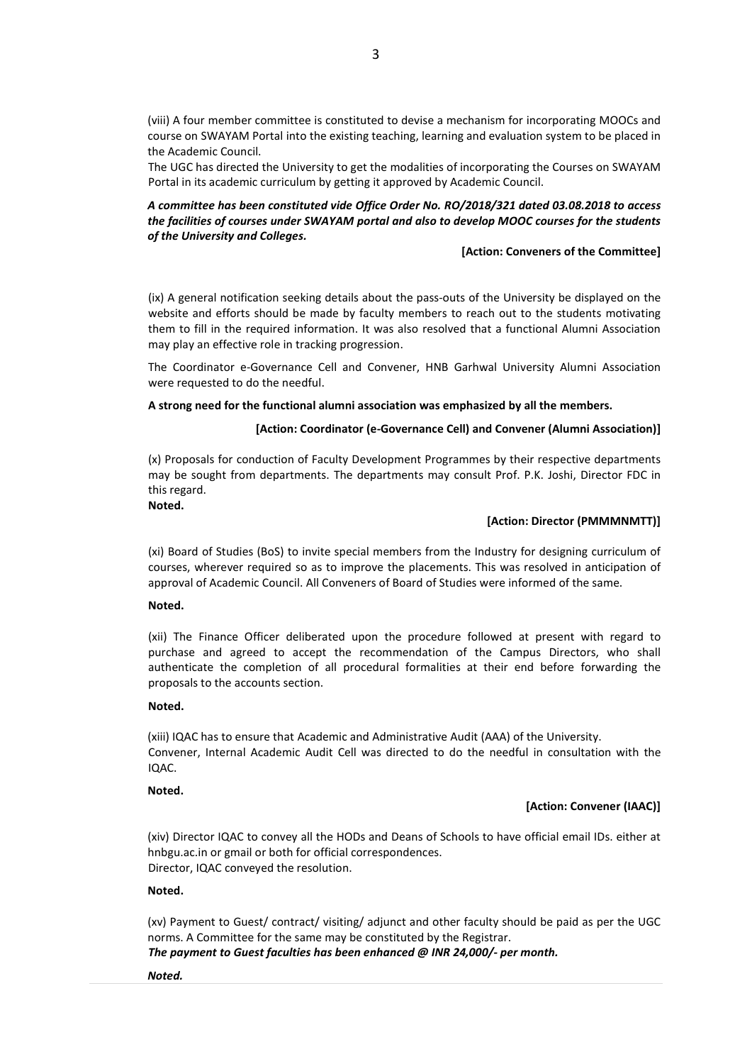(viii) A four member committee is constituted to devise a mechanism for incorporating MOOCs and course on SWAYAM Portal into the existing teaching, learning and evaluation system to be placed in the Academic Council.

The UGC has directed the University to get the modalities of incorporating the Courses on SWAYAM Portal in its academic curriculum by getting it approved by Academic Council.

***A committee has been constituted vide Office Order No. RO/2018/321 dated 03.08.2018 to access the facilities of courses under SWAYAM portal and also to develop MOOC courses for the students of the University and Colleges.***

**[Action: Conveners of the Committee]**

(ix) A general notification seeking details about the pass-outs of the University be displayed on the website and efforts should be made by faculty members to reach out to the students motivating them to fill in the required information. It was also resolved that a functional Alumni Association may play an effective role in tracking progression.

The Coordinator e-Governance Cell and Convener, HNB Garhwal University Alumni Association were requested to do the needful.

**A strong need for the functional alumni association was emphasized by all the members.**

**[Action: Coordinator (e-Governance Cell) and Convener (Alumni Association)]**

(x) Proposals for conduction of Faculty Development Programmes by their respective departments may be sought from departments. The departments may consult Prof. P.K. Joshi, Director FDC in this regard.

**Noted.**

**[Action: Director (PMMMNMTT)]**

(xi) Board of Studies (BoS) to invite special members from the Industry for designing curriculum of courses, wherever required so as to improve the placements. This was resolved in anticipation of approval of Academic Council. All Conveners of Board of Studies were informed of the same.

**Noted.**

(xii) The Finance Officer deliberated upon the procedure followed at present with regard to purchase and agreed to accept the recommendation of the Campus Directors, who shall authenticate the completion of all procedural formalities at their end before forwarding the proposals to the accounts section.

**Noted.**

(xiii) IQAC has to ensure that Academic and Administrative Audit (AAA) of the University.
Convener, Internal Academic Audit Cell was directed to do the needful in consultation with the IQAC.

**Noted.**

**[Action: Convener (IAAC)]**

(xiv) Director IQAC to convey all the HODs and Deans of Schools to have official email IDs. either at hnbgu.ac.in or gmail or both for official correspondences.
Director, IQAC conveyed the resolution.

**Noted.**

(xv) Payment to Guest/ contract/ visiting/ adjunct and other faculty should be paid as per the UGC norms. A Committee for the same may be constituted by the Registrar.
***The payment to Guest faculties has been enhanced @ INR 24,000/- per month.***

***Noted.***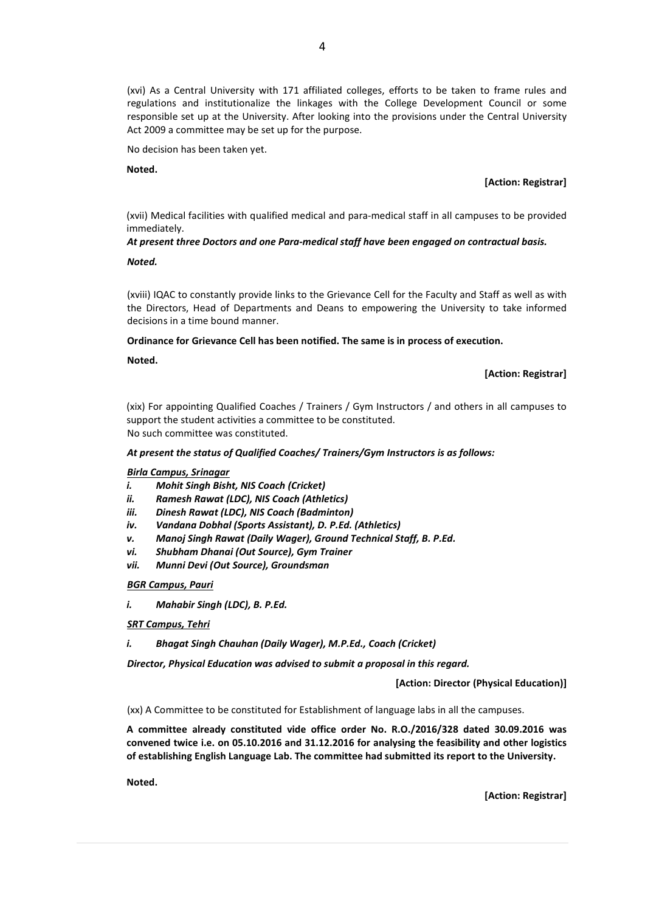(xvi) As a Central University with 171 affiliated colleges, efforts to be taken to frame rules and regulations and institutionalize the linkages with the College Development Council or some responsible set up at the University. After looking into the provisions under the Central University Act 2009 a committee may be set up for the purpose.

No decision has been taken yet.

**Noted.**

**[Action: Registrar]**

(xvii) Medical facilities with qualified medical and para-medical staff in all campuses to be provided immediately.

***At present three Doctors and one Para-medical staff have been engaged on contractual basis.***

***Noted.***

(xviii) IQAC to constantly provide links to the Grievance Cell for the Faculty and Staff as well as with the Directors, Head of Departments and Deans to empowering the University to take informed decisions in a time bound manner.

**Ordinance for Grievance Cell has been notified. The same is in process of execution.**

**Noted.**

**[Action: Registrar]**

(xix) For appointing Qualified Coaches / Trainers / Gym Instructors / and others in all campuses to support the student activities a committee to be constituted.
No such committee was constituted.

***At present the status of Qualified Coaches/ Trainers/Gym Instructors is as follows:***

***Birla Campus, Srinagar***

*i.* ***Mohit Singh Bisht, NIS Coach (Cricket)***
*ii.* ***Ramesh Rawat (LDC), NIS Coach (Athletics)***
*iii.* ***Dinesh Rawat (LDC), NIS Coach (Badminton)***
*iv.* ***Vandana Dobhal (Sports Assistant), D. P.Ed. (Athletics)***
*v.* ***Manoj Singh Rawat (Daily Wager), Ground Technical Staff, B. P.Ed.***
*vi.* ***Shubham Dhanai (Out Source), Gym Trainer***
*vii.* ***Munni Devi (Out Source), Groundsman***

***BGR Campus, Pauri***

*i.* ***Mahabir Singh (LDC), B. P.Ed.***

***SRT Campus, Tehri***

*i.* ***Bhagat Singh Chauhan (Daily Wager), M.P.Ed., Coach (Cricket)***

***Director, Physical Education was advised to submit a proposal in this regard.***

**[Action: Director (Physical Education)]**

(xx) A Committee to be constituted for Establishment of language labs in all the campuses.

**A committee already constituted vide office order No. R.O./2016/328 dated 30.09.2016 was convened twice i.e. on 05.10.2016 and 31.12.2016 for analysing the feasibility and other logistics of establishing English Language Lab. The committee had submitted its report to the University.**

**Noted.**

**[Action: Registrar]**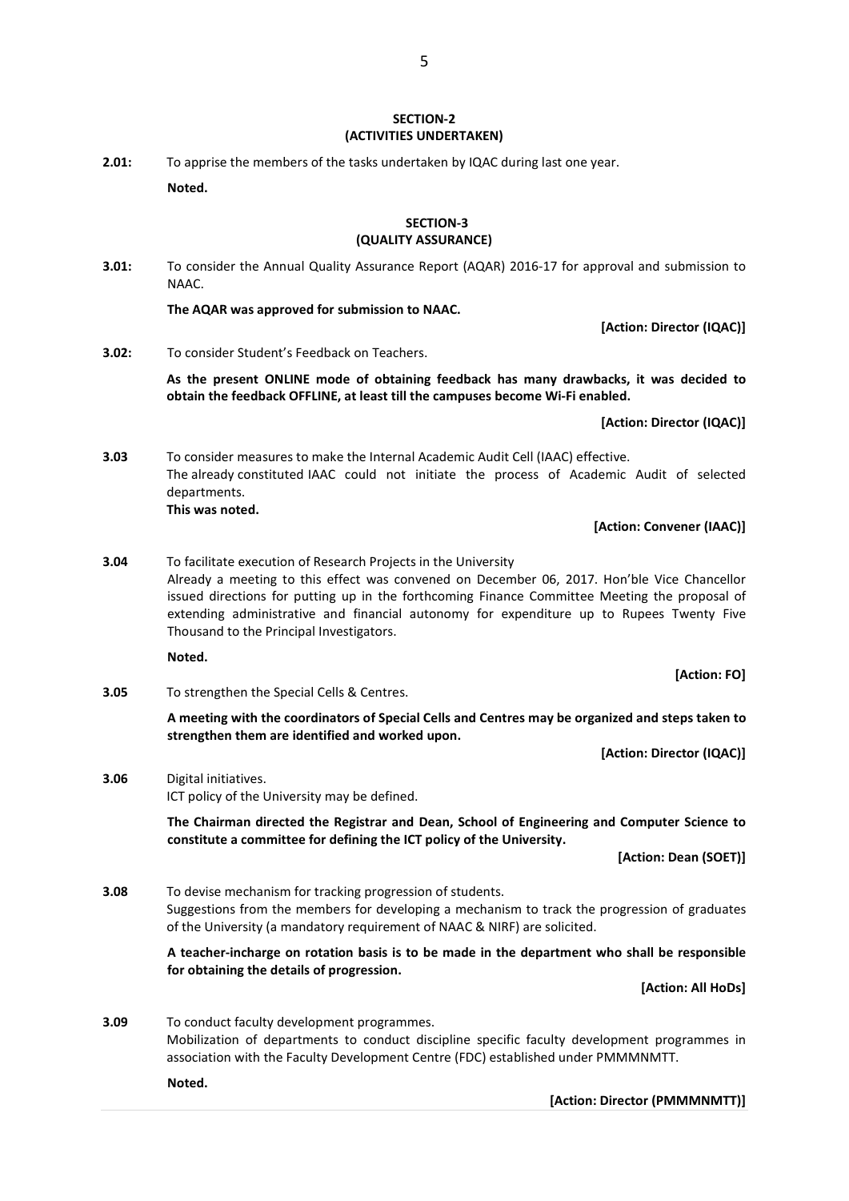## SECTION-2
## (ACTIVITIES UNDERTAKEN)

**2.01:** To apprise the members of the tasks undertaken by IQAC during last one year.

**Noted.**

## SECTION-3
## (QUALITY ASSURANCE)

**3.01:** To consider the Annual Quality Assurance Report (AQAR) 2016-17 for approval and submission to NAAC.

**The AQAR was approved for submission to NAAC.**

**[Action: Director (IQAC)]**

**3.02:** To consider Student's Feedback on Teachers.

**As the present ONLINE mode of obtaining feedback has many drawbacks, it was decided to obtain the feedback OFFLINE, at least till the campuses become Wi-Fi enabled.**

**[Action: Director (IQAC)]**

**3.03** To consider measures to make the Internal Academic Audit Cell (IAAC) effective.
The already constituted IAAC could not initiate the process of Academic Audit of selected departments.
**This was noted.**

**[Action: Convener (IAAC)]**

**3.04** To facilitate execution of Research Projects in the University
Already a meeting to this effect was convened on December 06, 2017. Hon'ble Vice Chancellor issued directions for putting up in the forthcoming Finance Committee Meeting the proposal of extending administrative and financial autonomy for expenditure up to Rupees Twenty Five Thousand to the Principal Investigators.

**Noted.**

**[Action: FO]**

**3.05** To strengthen the Special Cells & Centres.

**A meeting with the coordinators of Special Cells and Centres may be organized and steps taken to strengthen them are identified and worked upon.**

**[Action: Director (IQAC)]**

**3.06** Digital initiatives.
ICT policy of the University may be defined.

**The Chairman directed the Registrar and Dean, School of Engineering and Computer Science to constitute a committee for defining the ICT policy of the University.**

**[Action: Dean (SOET)]**

**3.08** To devise mechanism for tracking progression of students.
Suggestions from the members for developing a mechanism to track the progression of graduates of the University (a mandatory requirement of NAAC & NIRF) are solicited.

**A teacher-incharge on rotation basis is to be made in the department who shall be responsible for obtaining the details of progression.**

**[Action: All HoDs]**

**3.09** To conduct faculty development programmes.
Mobilization of departments to conduct discipline specific faculty development programmes in association with the Faculty Development Centre (FDC) established under PMMMNMTT.

**Noted.**

**[Action: Director (PMMMNMTT)]**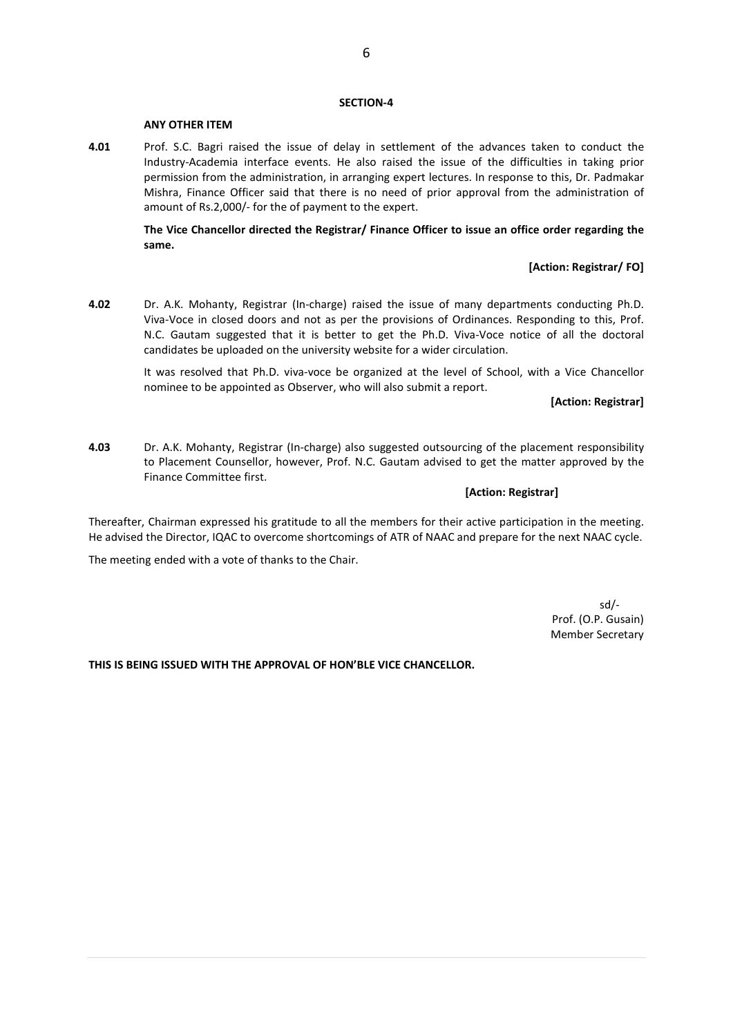## SECTION-4

### ANY OTHER ITEM

**4.01** Prof. S.C. Bagri raised the issue of delay in settlement of the advances taken to conduct the Industry-Academia interface events. He also raised the issue of the difficulties in taking prior permission from the administration, in arranging expert lectures. In response to this, Dr. Padmakar Mishra, Finance Officer said that there is no need of prior approval from the administration of amount of Rs.2,000/- for the of payment to the expert.

**The Vice Chancellor directed the Registrar/ Finance Officer to issue an office order regarding the same.**

**[Action: Registrar/ FO]**

**4.02** Dr. A.K. Mohanty, Registrar (In-charge) raised the issue of many departments conducting Ph.D. Viva-Voce in closed doors and not as per the provisions of Ordinances. Responding to this, Prof. N.C. Gautam suggested that it is better to get the Ph.D. Viva-Voce notice of all the doctoral candidates be uploaded on the university website for a wider circulation.

It was resolved that Ph.D. viva-voce be organized at the level of School, with a Vice Chancellor nominee to be appointed as Observer, who will also submit a report.

**[Action: Registrar]**

**4.03** Dr. A.K. Mohanty, Registrar (In-charge) also suggested outsourcing of the placement responsibility to Placement Counsellor, however, Prof. N.C. Gautam advised to get the matter approved by the Finance Committee first.

**[Action: Registrar]**

Thereafter, Chairman expressed his gratitude to all the members for their active participation in the meeting. He advised the Director, IQAC to overcome shortcomings of ATR of NAAC and prepare for the next NAAC cycle.

The meeting ended with a vote of thanks to the Chair.

sd/-
Prof. (O.P. Gusain)
Member Secretary

**THIS IS BEING ISSUED WITH THE APPROVAL OF HON'BLE VICE CHANCELLOR.**